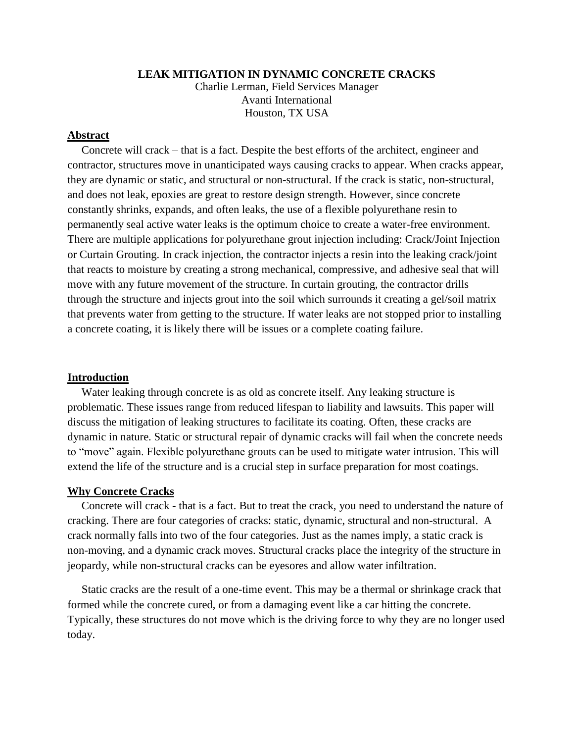# LEAK MITIGATION IN DYNAMIC CONCRETE CRACKS

Charlie Lerman, Field Services Manager
Avanti International
Houston, TX USA

## Abstract

Concrete will crack – that is a fact. Despite the best efforts of the architect, engineer and contractor, structures move in unanticipated ways causing cracks to appear. When cracks appear, they are dynamic or static, and structural or non-structural. If the crack is static, non-structural, and does not leak, epoxies are great to restore design strength. However, since concrete constantly shrinks, expands, and often leaks, the use of a flexible polyurethane resin to permanently seal active water leaks is the optimum choice to create a water-free environment. There are multiple applications for polyurethane grout injection including: Crack/Joint Injection or Curtain Grouting. In crack injection, the contractor injects a resin into the leaking crack/joint that reacts to moisture by creating a strong mechanical, compressive, and adhesive seal that will move with any future movement of the structure. In curtain grouting, the contractor drills through the structure and injects grout into the soil which surrounds it creating a gel/soil matrix that prevents water from getting to the structure. If water leaks are not stopped prior to installing a concrete coating, it is likely there will be issues or a complete coating failure.

## Introduction

Water leaking through concrete is as old as concrete itself. Any leaking structure is problematic. These issues range from reduced lifespan to liability and lawsuits. This paper will discuss the mitigation of leaking structures to facilitate its coating. Often, these cracks are dynamic in nature. Static or structural repair of dynamic cracks will fail when the concrete needs to "move" again. Flexible polyurethane grouts can be used to mitigate water intrusion. This will extend the life of the structure and is a crucial step in surface preparation for most coatings.

## Why Concrete Cracks

Concrete will crack - that is a fact. But to treat the crack, you need to understand the nature of cracking. There are four categories of cracks: static, dynamic, structural and non-structural. A crack normally falls into two of the four categories. Just as the names imply, a static crack is non-moving, and a dynamic crack moves. Structural cracks place the integrity of the structure in jeopardy, while non-structural cracks can be eyesores and allow water infiltration.

Static cracks are the result of a one-time event. This may be a thermal or shrinkage crack that formed while the concrete cured, or from a damaging event like a car hitting the concrete. Typically, these structures do not move which is the driving force to why they are no longer used today.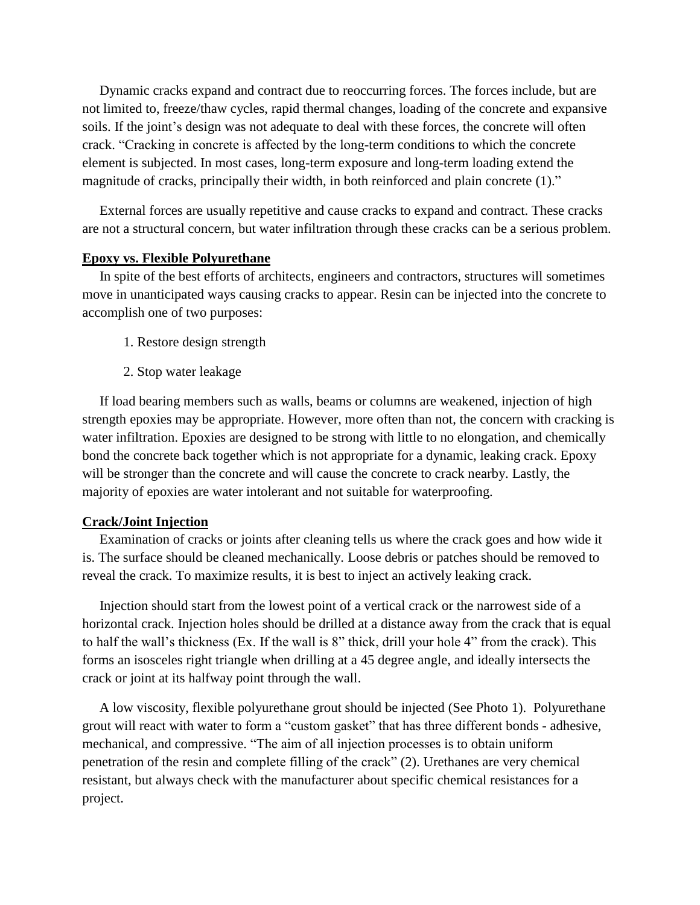Dynamic cracks expand and contract due to reoccurring forces. The forces include, but are not limited to, freeze/thaw cycles, rapid thermal changes, loading of the concrete and expansive soils. If the joint's design was not adequate to deal with these forces, the concrete will often crack. "Cracking in concrete is affected by the long-term conditions to which the concrete element is subjected. In most cases, long-term exposure and long-term loading extend the magnitude of cracks, principally their width, in both reinforced and plain concrete (1)."

External forces are usually repetitive and cause cracks to expand and contract. These cracks are not a structural concern, but water infiltration through these cracks can be a serious problem.

**Epoxy vs. Flexible Polyurethane**

In spite of the best efforts of architects, engineers and contractors, structures will sometimes move in unanticipated ways causing cracks to appear. Resin can be injected into the concrete to accomplish one of two purposes:

1. Restore design strength
2. Stop water leakage

If load bearing members such as walls, beams or columns are weakened, injection of high strength epoxies may be appropriate. However, more often than not, the concern with cracking is water infiltration. Epoxies are designed to be strong with little to no elongation, and chemically bond the concrete back together which is not appropriate for a dynamic, leaking crack. Epoxy will be stronger than the concrete and will cause the concrete to crack nearby. Lastly, the majority of epoxies are water intolerant and not suitable for waterproofing.

**Crack/Joint Injection**

Examination of cracks or joints after cleaning tells us where the crack goes and how wide it is. The surface should be cleaned mechanically. Loose debris or patches should be removed to reveal the crack. To maximize results, it is best to inject an actively leaking crack.

Injection should start from the lowest point of a vertical crack or the narrowest side of a horizontal crack. Injection holes should be drilled at a distance away from the crack that is equal to half the wall's thickness (Ex. If the wall is 8" thick, drill your hole 4" from the crack). This forms an isosceles right triangle when drilling at a 45 degree angle, and ideally intersects the crack or joint at its halfway point through the wall.

A low viscosity, flexible polyurethane grout should be injected (See Photo 1). Polyurethane grout will react with water to form a "custom gasket" that has three different bonds - adhesive, mechanical, and compressive. "The aim of all injection processes is to obtain uniform penetration of the resin and complete filling of the crack" (2). Urethanes are very chemical resistant, but always check with the manufacturer about specific chemical resistances for a project.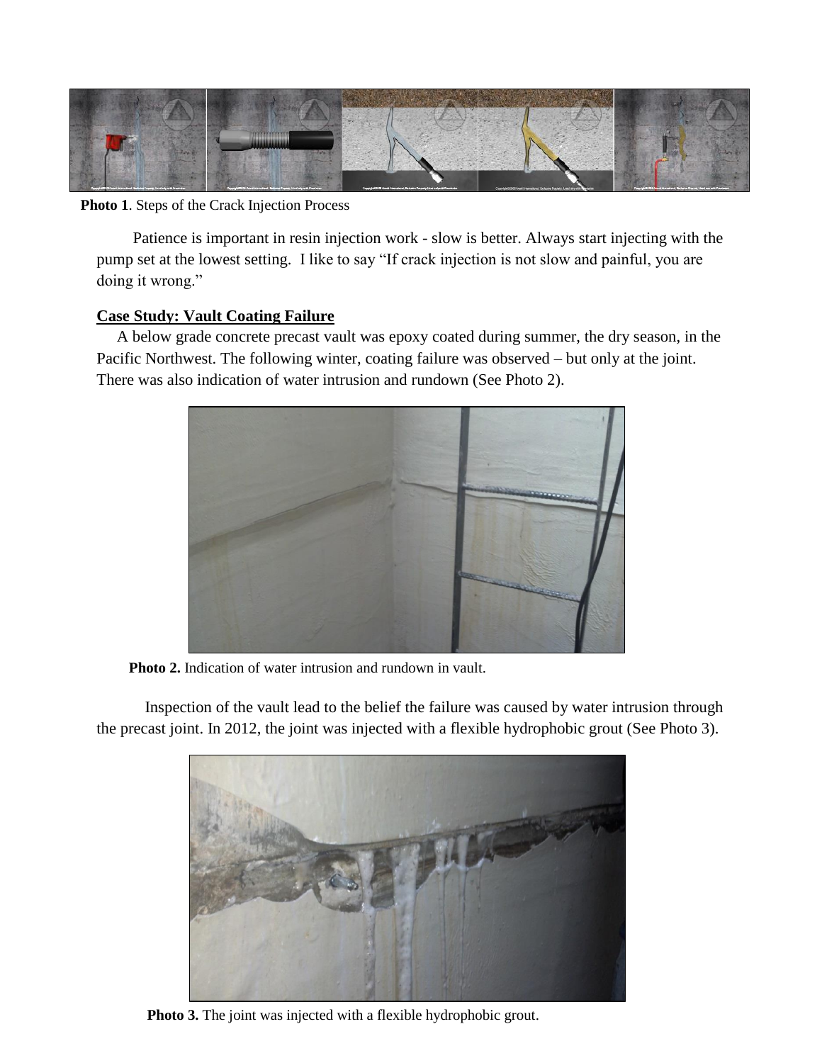**Photo 1**. Steps of the Crack Injection Process

Patience is important in resin injection work - slow is better. Always start injecting with the pump set at the lowest setting. I like to say "If crack injection is not slow and painful, you are doing it wrong."

## Case Study: Vault Coating Failure

A below grade concrete precast vault was epoxy coated during summer, the dry season, in the Pacific Northwest. The following winter, coating failure was observed – but only at the joint. There was also indication of water intrusion and rundown (See Photo 2).

**Photo 2.** Indication of water intrusion and rundown in vault.

Inspection of the vault lead to the belief the failure was caused by water intrusion through the precast joint. In 2012, the joint was injected with a flexible hydrophobic grout (See Photo 3).

**Photo 3.** The joint was injected with a flexible hydrophobic grout.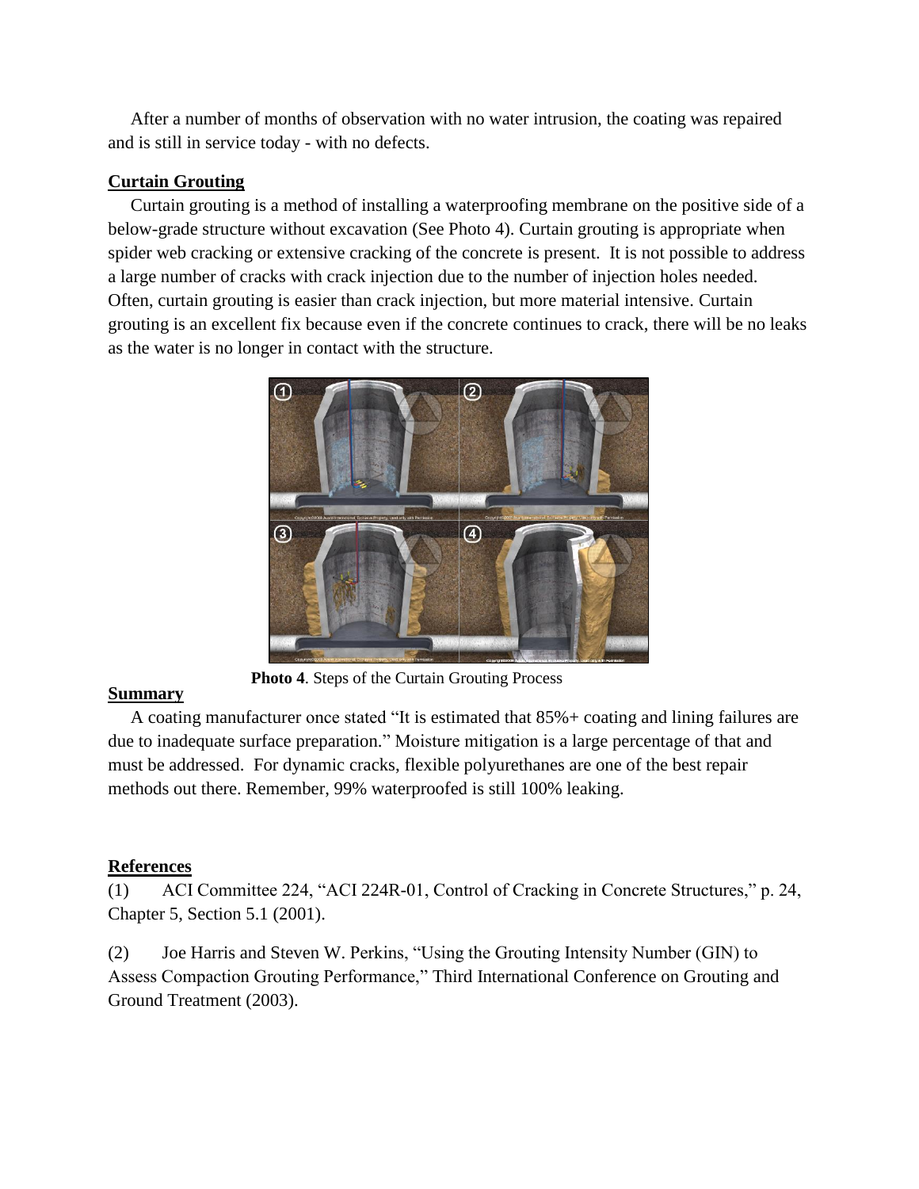After a number of months of observation with no water intrusion, the coating was repaired and is still in service today - with no defects.

## Curtain Grouting

Curtain grouting is a method of installing a waterproofing membrane on the positive side of a below-grade structure without excavation (See Photo 4). Curtain grouting is appropriate when spider web cracking or extensive cracking of the concrete is present. It is not possible to address a large number of cracks with crack injection due to the number of injection holes needed. Often, curtain grouting is easier than crack injection, but more material intensive. Curtain grouting is an excellent fix because even if the concrete continues to crack, there will be no leaks as the water is no longer in contact with the structure.

**Photo 4**. Steps of the Curtain Grouting Process

## Summary

A coating manufacturer once stated "It is estimated that 85%+ coating and lining failures are due to inadequate surface preparation." Moisture mitigation is a large percentage of that and must be addressed. For dynamic cracks, flexible polyurethanes are one of the best repair methods out there. Remember, 99% waterproofed is still 100% leaking.

## References

(1) ACI Committee 224, "ACI 224R-01, Control of Cracking in Concrete Structures," p. 24, Chapter 5, Section 5.1 (2001).

(2) Joe Harris and Steven W. Perkins, "Using the Grouting Intensity Number (GIN) to Assess Compaction Grouting Performance," Third International Conference on Grouting and Ground Treatment (2003).